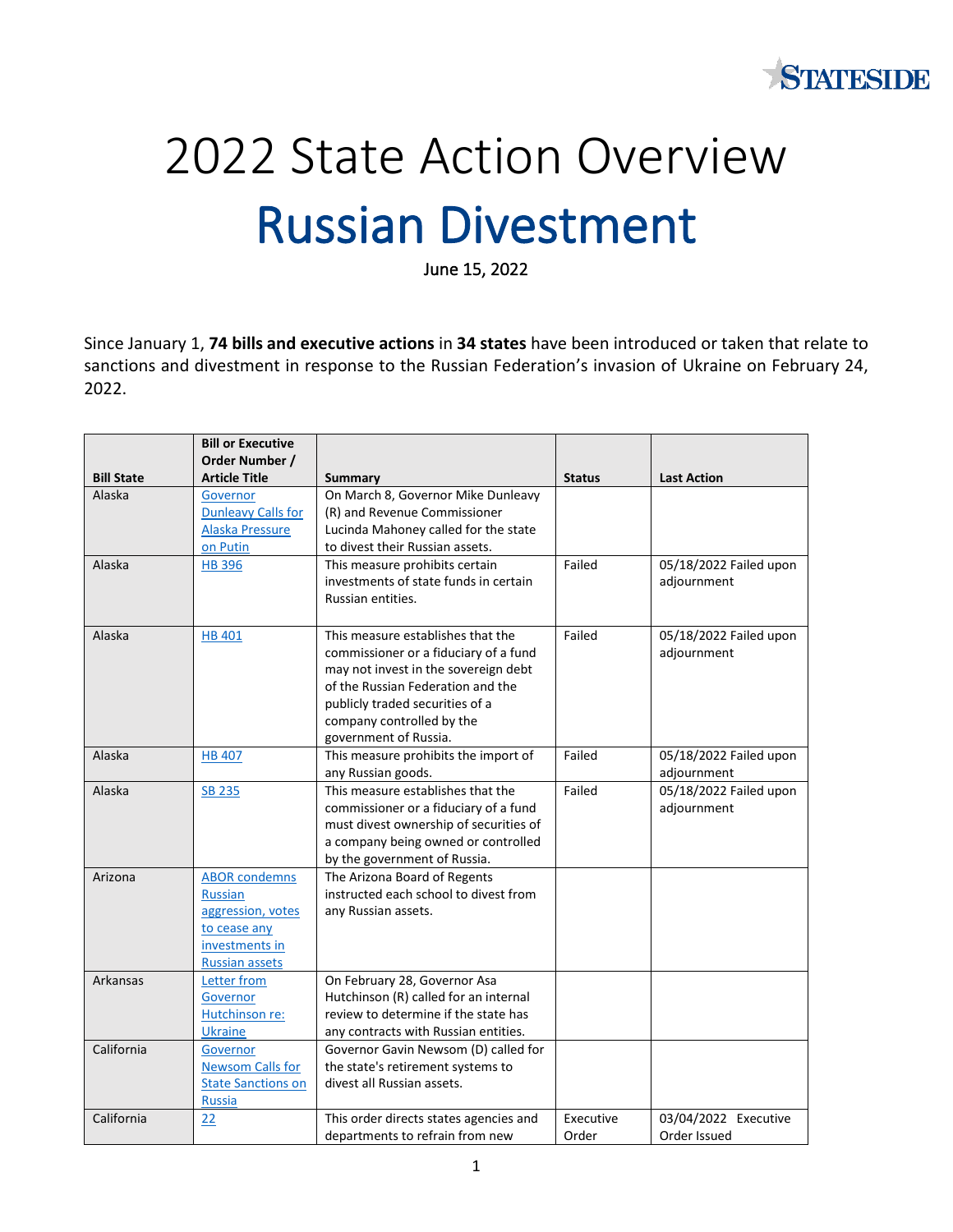# 2022 State Action Overview

# Russian Divestment

June 15, 2022

Since January 1, **74 bills and executive actions** in **34 states** have been introduced or taken that relate to sanctions and divestment in response to the Russian Federation's invasion of Ukraine on February 24, 2022.

| Bill State | Bill or Executive Order Number / Article Title | Summary | Status | Last Action |
|---|---|---|---|---|
| Alaska | Governor Dunleavy Calls for Alaska Pressure on Putin | On March 8, Governor Mike Dunleavy (R) and Revenue Commissioner Lucinda Mahoney called for the state to divest their Russian assets. | | |
| Alaska | HB 396 | This measure prohibits certain investments of state funds in certain Russian entities. | Failed | 05/18/2022 Failed upon adjournment |
| Alaska | HB 401 | This measure establishes that the commissioner or a fiduciary of a fund may not invest in the sovereign debt of the Russian Federation and the publicly traded securities of a company controlled by the government of Russia. | Failed | 05/18/2022 Failed upon adjournment |
| Alaska | HB 407 | This measure prohibits the import of any Russian goods. | Failed | 05/18/2022 Failed upon adjournment |
| Alaska | SB 235 | This measure establishes that the commissioner or a fiduciary of a fund must divest ownership of securities of a company being owned or controlled by the government of Russia. | Failed | 05/18/2022 Failed upon adjournment |
| Arizona | ABOR condemns Russian aggression, votes to cease any investments in Russian assets | The Arizona Board of Regents instructed each school to divest from any Russian assets. | | |
| Arkansas | Letter from Governor Hutchinson re: Ukraine | On February 28, Governor Asa Hutchinson (R) called for an internal review to determine if the state has any contracts with Russian entities. | | |
| California | Governor Newsom Calls for State Sanctions on Russia | Governor Gavin Newsom (D) called for the state's retirement systems to divest all Russian assets. | | |
| California | 22 | This order directs states agencies and departments to refrain from new | Executive Order | 03/04/2022 Executive Order Issued |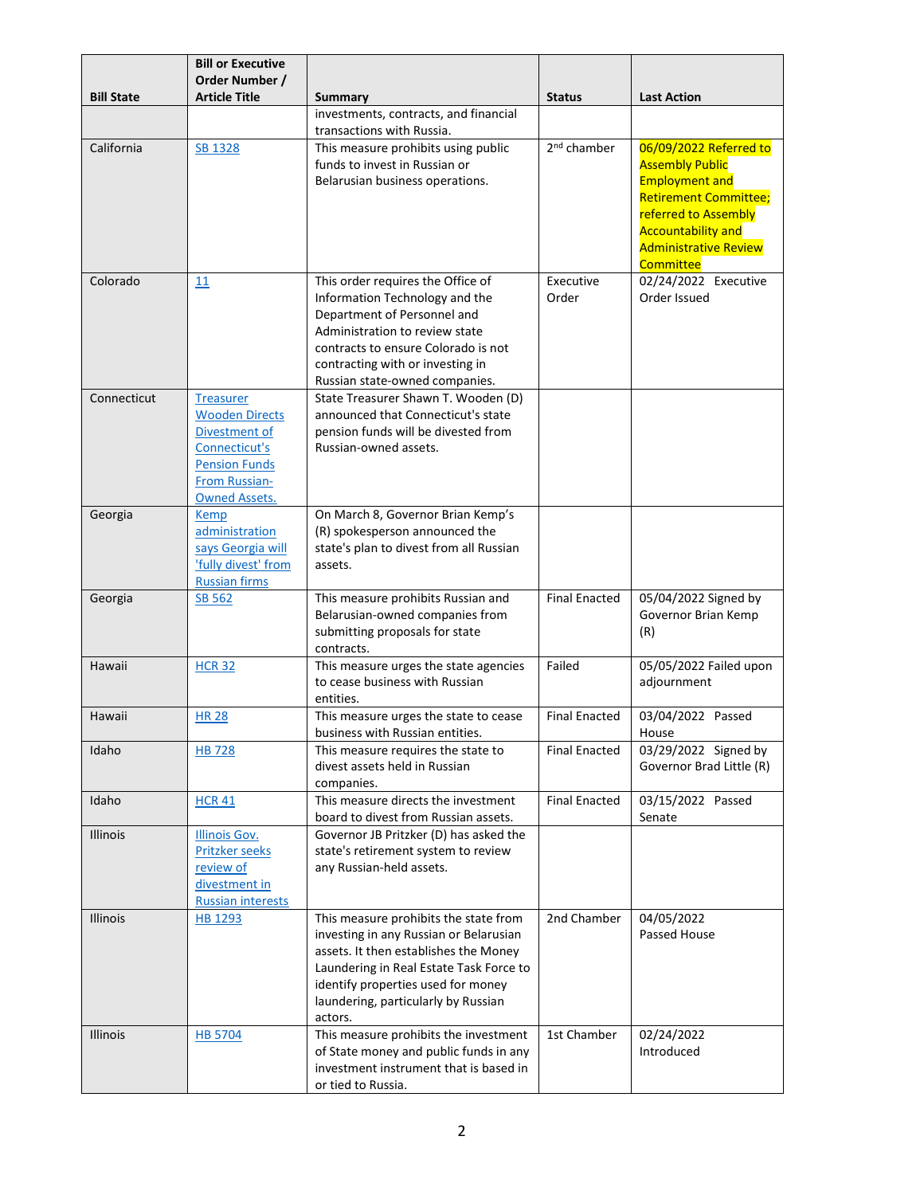| Bill State | Bill or Executive Order Number / Article Title | Summary | Status | Last Action |
|---|---|---|---|---|
| | | investments, contracts, and financial transactions with Russia. | | |
| California | SB 1328 | This measure prohibits using public funds to invest in Russian or Belarusian business operations. | 2nd chamber | 06/09/2022 Referred to Assembly Public Employment and Retirement Committee; referred to Assembly Accountability and Administrative Review Committee |
| Colorado | 11 | This order requires the Office of Information Technology and the Department of Personnel and Administration to review state contracts to ensure Colorado is not contracting with or investing in Russian state-owned companies. | Executive Order | 02/24/2022 Executive Order Issued |
| Connecticut | Treasurer Wooden Directs Divestment of Connecticut's Pension Funds From Russian-Owned Assets. | State Treasurer Shawn T. Wooden (D) announced that Connecticut's state pension funds will be divested from Russian-owned assets. | | |
| Georgia | Kemp administration says Georgia will 'fully divest' from Russian firms | On March 8, Governor Brian Kemp's (R) spokesperson announced the state's plan to divest from all Russian assets. | | |
| Georgia | SB 562 | This measure prohibits Russian and Belarusian-owned companies from submitting proposals for state contracts. | Final Enacted | 05/04/2022 Signed by Governor Brian Kemp (R) |
| Hawaii | HCR 32 | This measure urges the state agencies to cease business with Russian entities. | Failed | 05/05/2022 Failed upon adjournment |
| Hawaii | HR 28 | This measure urges the state to cease business with Russian entities. | Final Enacted | 03/04/2022 Passed House |
| Idaho | HB 728 | This measure requires the state to divest assets held in Russian companies. | Final Enacted | 03/29/2022 Signed by Governor Brad Little (R) |
| Idaho | HCR 41 | This measure directs the investment board to divest from Russian assets. | Final Enacted | 03/15/2022 Passed Senate |
| Illinois | Illinois Gov. Pritzker seeks review of divestment in Russian interests | Governor JB Pritzker (D) has asked the state's retirement system to review any Russian-held assets. | | |
| Illinois | HB 1293 | This measure prohibits the state from investing in any Russian or Belarusian assets. It then establishes the Money Laundering in Real Estate Task Force to identify properties used for money laundering, particularly by Russian actors. | 2nd Chamber | 04/05/2022 Passed House |
| Illinois | HB 5704 | This measure prohibits the investment of State money and public funds in any investment instrument that is based in or tied to Russia. | 1st Chamber | 02/24/2022 Introduced |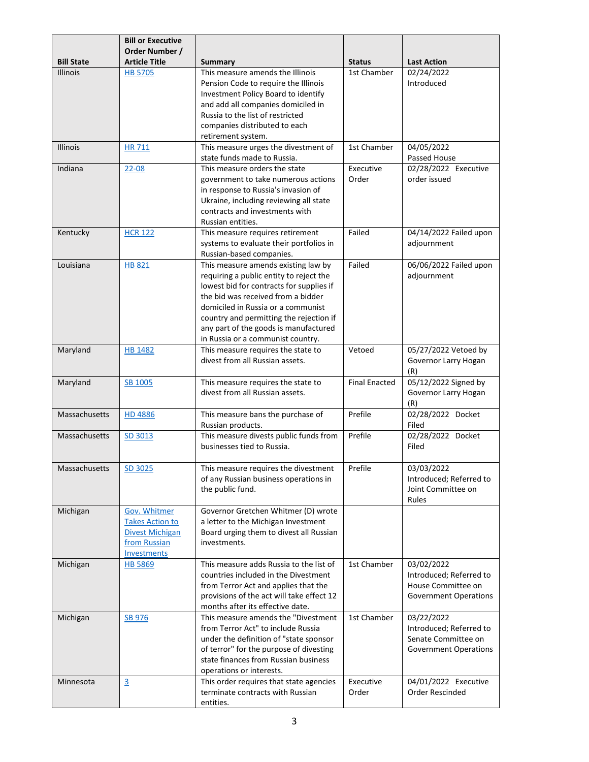| Bill State | Bill or Executive Order Number / Article Title | Summary | Status | Last Action |
|---|---|---|---|---|
| Illinois | HB 5705 | This measure amends the Illinois Pension Code to require the Illinois Investment Policy Board to identify and add all companies domiciled in Russia to the list of restricted companies distributed to each retirement system. | 1st Chamber | 02/24/2022 Introduced |
| Illinois | HR 711 | This measure urges the divestment of state funds made to Russia. | 1st Chamber | 04/05/2022 Passed House |
| Indiana | 22-08 | This measure orders the state government to take numerous actions in response to Russia's invasion of Ukraine, including reviewing all state contracts and investments with Russian entities. | Executive Order | 02/28/2022 Executive order issued |
| Kentucky | HCR 122 | This measure requires retirement systems to evaluate their portfolios in Russian-based companies. | Failed | 04/14/2022 Failed upon adjournment |
| Louisiana | HB 821 | This measure amends existing law by requiring a public entity to reject the lowest bid for contracts for supplies if the bid was received from a bidder domiciled in Russia or a communist country and permitting the rejection if any part of the goods is manufactured in Russia or a communist country. | Failed | 06/06/2022 Failed upon adjournment |
| Maryland | HB 1482 | This measure requires the state to divest from all Russian assets. | Vetoed | 05/27/2022 Vetoed by Governor Larry Hogan (R) |
| Maryland | SB 1005 | This measure requires the state to divest from all Russian assets. | Final Enacted | 05/12/2022 Signed by Governor Larry Hogan (R) |
| Massachusetts | HD 4886 | This measure bans the purchase of Russian products. | Prefile | 02/28/2022 Docket Filed |
| Massachusetts | SD 3013 | This measure divests public funds from businesses tied to Russia. | Prefile | 02/28/2022 Docket Filed |
| Massachusetts | SD 3025 | This measure requires the divestment of any Russian business operations in the public fund. | Prefile | 03/03/2022 Introduced; Referred to Joint Committee on Rules |
| Michigan | Gov. Whitmer Takes Action to Divest Michigan from Russian Investments | Governor Gretchen Whitmer (D) wrote a letter to the Michigan Investment Board urging them to divest all Russian investments. | | |
| Michigan | HB 5869 | This measure adds Russia to the list of countries included in the Divestment from Terror Act and applies that the provisions of the act will take effect 12 months after its effective date. | 1st Chamber | 03/02/2022 Introduced; Referred to House Committee on Government Operations |
| Michigan | SB 976 | This measure amends the "Divestment from Terror Act" to include Russia under the definition of "state sponsor of terror" for the purpose of divesting state finances from Russian business operations or interests. | 1st Chamber | 03/22/2022 Introduced; Referred to Senate Committee on Government Operations |
| Minnesota | 3 | This order requires that state agencies terminate contracts with Russian entities. | Executive Order | 04/01/2022 Executive Order Rescinded |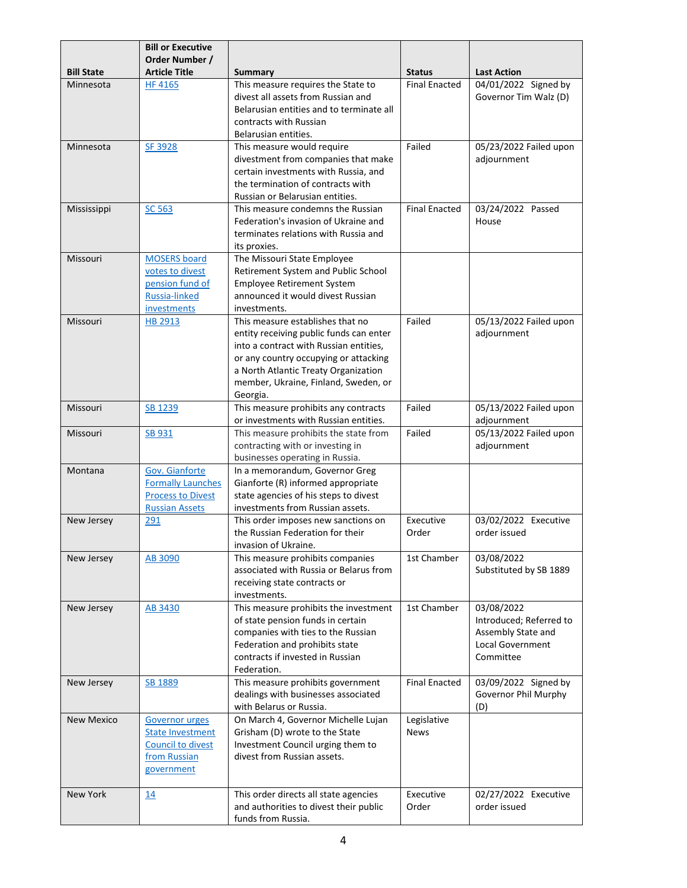| Bill State | Bill or Executive Order Number / Article Title | Summary | Status | Last Action |
|---|---|---|---|---|
| Minnesota | HF 4165 | This measure requires the State to divest all assets from Russian and Belarusian entities and to terminate all contracts with Russian Belarusian entities. | Final Enacted | 04/01/2022 Signed by Governor Tim Walz (D) |
| Minnesota | SF 3928 | This measure would require divestment from companies that make certain investments with Russia, and the termination of contracts with Russian or Belarusian entities. | Failed | 05/23/2022 Failed upon adjournment |
| Mississippi | SC 563 | This measure condemns the Russian Federation's invasion of Ukraine and terminates relations with Russia and its proxies. | Final Enacted | 03/24/2022 Passed House |
| Missouri | MOSERS board votes to divest pension fund of Russia-linked investments | The Missouri State Employee Retirement System and Public School Employee Retirement System announced it would divest Russian investments. | | |
| Missouri | HB 2913 | This measure establishes that no entity receiving public funds can enter into a contract with Russian entities, or any country occupying or attacking a North Atlantic Treaty Organization member, Ukraine, Finland, Sweden, or Georgia. | Failed | 05/13/2022 Failed upon adjournment |
| Missouri | SB 1239 | This measure prohibits any contracts or investments with Russian entities. | Failed | 05/13/2022 Failed upon adjournment |
| Missouri | SB 931 | This measure prohibits the state from contracting with or investing in businesses operating in Russia. | Failed | 05/13/2022 Failed upon adjournment |
| Montana | Gov. Gianforte Formally Launches Process to Divest Russian Assets | In a memorandum, Governor Greg Gianforte (R) informed appropriate state agencies of his steps to divest investments from Russian assets. | | |
| New Jersey | 291 | This order imposes new sanctions on the Russian Federation for their invasion of Ukraine. | Executive Order | 03/02/2022 Executive order issued |
| New Jersey | AB 3090 | This measure prohibits companies associated with Russia or Belarus from receiving state contracts or investments. | 1st Chamber | 03/08/2022 Substituted by SB 1889 |
| New Jersey | AB 3430 | This measure prohibits the investment of state pension funds in certain companies with ties to the Russian Federation and prohibits state contracts if invested in Russian Federation. | 1st Chamber | 03/08/2022 Introduced; Referred to Assembly State and Local Government Committee |
| New Jersey | SB 1889 | This measure prohibits government dealings with businesses associated with Belarus or Russia. | Final Enacted | 03/09/2022 Signed by Governor Phil Murphy (D) |
| New Mexico | Governor urges State Investment Council to divest from Russian government | On March 4, Governor Michelle Lujan Grisham (D) wrote to the State Investment Council urging them to divest from Russian assets. | Legislative News | |
| New York | 14 | This order directs all state agencies and authorities to divest their public funds from Russia. | Executive Order | 02/27/2022 Executive order issued |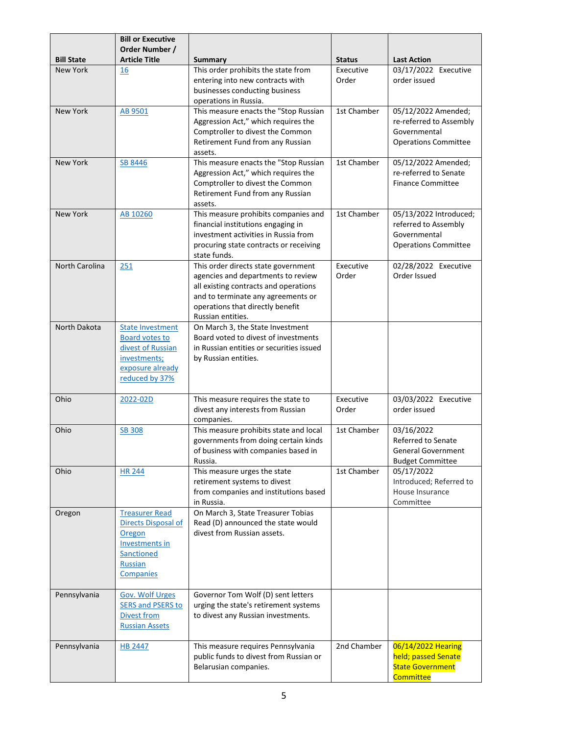| Bill State | Bill or Executive Order Number / Article Title | Summary | Status | Last Action |
|---|---|---|---|---|
| New York | 16 | This order prohibits the state from entering into new contracts with businesses conducting business operations in Russia. | Executive Order | 03/17/2022 Executive order issued |
| New York | AB 9501 | This measure enacts the "Stop Russian Aggression Act," which requires the Comptroller to divest the Common Retirement Fund from any Russian assets. | 1st Chamber | 05/12/2022 Amended; re-referred to Assembly Governmental Operations Committee |
| New York | SB 8446 | This measure enacts the "Stop Russian Aggression Act," which requires the Comptroller to divest the Common Retirement Fund from any Russian assets. | 1st Chamber | 05/12/2022 Amended; re-referred to Senate Finance Committee |
| New York | AB 10260 | This measure prohibits companies and financial institutions engaging in investment activities in Russia from procuring state contracts or receiving state funds. | 1st Chamber | 05/13/2022 Introduced; referred to Assembly Governmental Operations Committee |
| North Carolina | 251 | This order directs state government agencies and departments to review all existing contracts and operations and to terminate any agreements or operations that directly benefit Russian entities. | Executive Order | 02/28/2022 Executive Order Issued |
| North Dakota | State Investment Board votes to divest of Russian investments; exposure already reduced by 37% | On March 3, the State Investment Board voted to divest of investments in Russian entities or securities issued by Russian entities. | | |
| Ohio | 2022-02D | This measure requires the state to divest any interests from Russian companies. | Executive Order | 03/03/2022 Executive order issued |
| Ohio | SB 308 | This measure prohibits state and local governments from doing certain kinds of business with companies based in Russia. | 1st Chamber | 03/16/2022 Referred to Senate General Government Budget Committee |
| Ohio | HR 244 | This measure urges the state retirement systems to divest from companies and institutions based in Russia. | 1st Chamber | 05/17/2022 Introduced; Referred to House Insurance Committee |
| Oregon | Treasurer Read Directs Disposal of Oregon Investments in Sanctioned Russian Companies | On March 3, State Treasurer Tobias Read (D) announced the state would divest from Russian assets. | | |
| Pennsylvania | Gov. Wolf Urges SERS and PSERS to Divest from Russian Assets | Governor Tom Wolf (D) sent letters urging the state's retirement systems to divest any Russian investments. | | |
| Pennsylvania | HB 2447 | This measure requires Pennsylvania public funds to divest from Russian or Belarusian companies. | 2nd Chamber | 06/14/2022 Hearing held; passed Senate State Government Committee |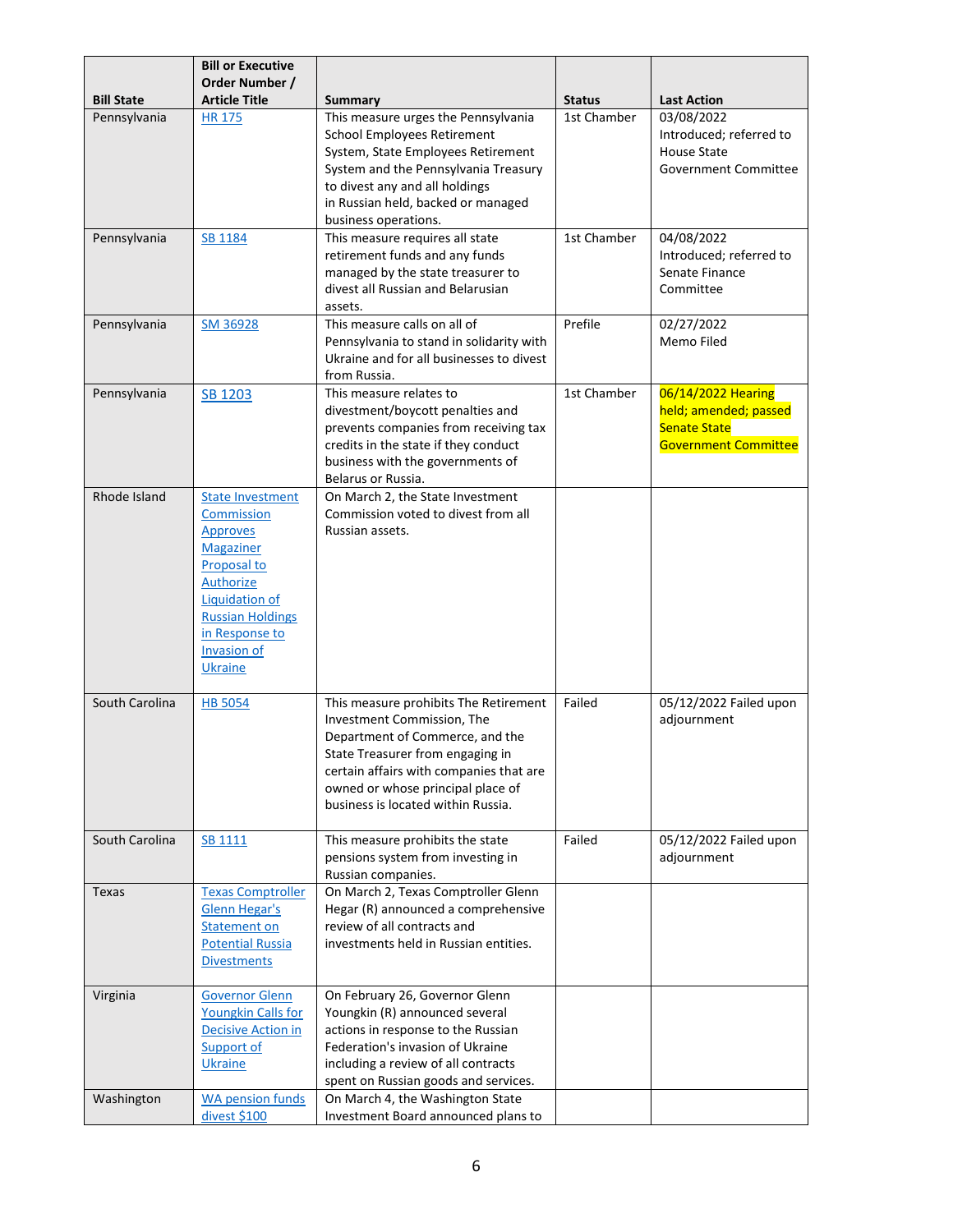| Bill State | Bill or Executive Order Number / Article Title | Summary | Status | Last Action |
|---|---|---|---|---|
| Pennsylvania | HR 175 | This measure urges the Pennsylvania School Employees Retirement System, State Employees Retirement System and the Pennsylvania Treasury to divest any and all holdings in Russian held, backed or managed business operations. | 1st Chamber | 03/08/2022 Introduced; referred to House State Government Committee |
| Pennsylvania | SB 1184 | This measure requires all state retirement funds and any funds managed by the state treasurer to divest all Russian and Belarusian assets. | 1st Chamber | 04/08/2022 Introduced; referred to Senate Finance Committee |
| Pennsylvania | SM 36928 | This measure calls on all of Pennsylvania to stand in solidarity with Ukraine and for all businesses to divest from Russia. | Prefile | 02/27/2022 Memo Filed |
| Pennsylvania | SB 1203 | This measure relates to divestment/boycott penalties and prevents companies from receiving tax credits in the state if they conduct business with the governments of Belarus or Russia. | 1st Chamber | 06/14/2022 Hearing held; amended; passed Senate State Government Committee |
| Rhode Island | State Investment Commission Approves Magaziner Proposal to Authorize Liquidation of Russian Holdings in Response to Invasion of Ukraine | On March 2, the State Investment Commission voted to divest from all Russian assets. | | |
| South Carolina | HB 5054 | This measure prohibits The Retirement Investment Commission, The Department of Commerce, and the State Treasurer from engaging in certain affairs with companies that are owned or whose principal place of business is located within Russia. | Failed | 05/12/2022 Failed upon adjournment |
| South Carolina | SB 1111 | This measure prohibits the state pensions system from investing in Russian companies. | Failed | 05/12/2022 Failed upon adjournment |
| Texas | Texas Comptroller Glenn Hegar's Statement on Potential Russia Divestments | On March 2, Texas Comptroller Glenn Hegar (R) announced a comprehensive review of all contracts and investments held in Russian entities. | | |
| Virginia | Governor Glenn Youngkin Calls for Decisive Action in Support of Ukraine | On February 26, Governor Glenn Youngkin (R) announced several actions in response to the Russian Federation's invasion of Ukraine including a review of all contracts spent on Russian goods and services. | | |
| Washington | WA pension funds divest $100 | On March 4, the Washington State Investment Board announced plans to | | |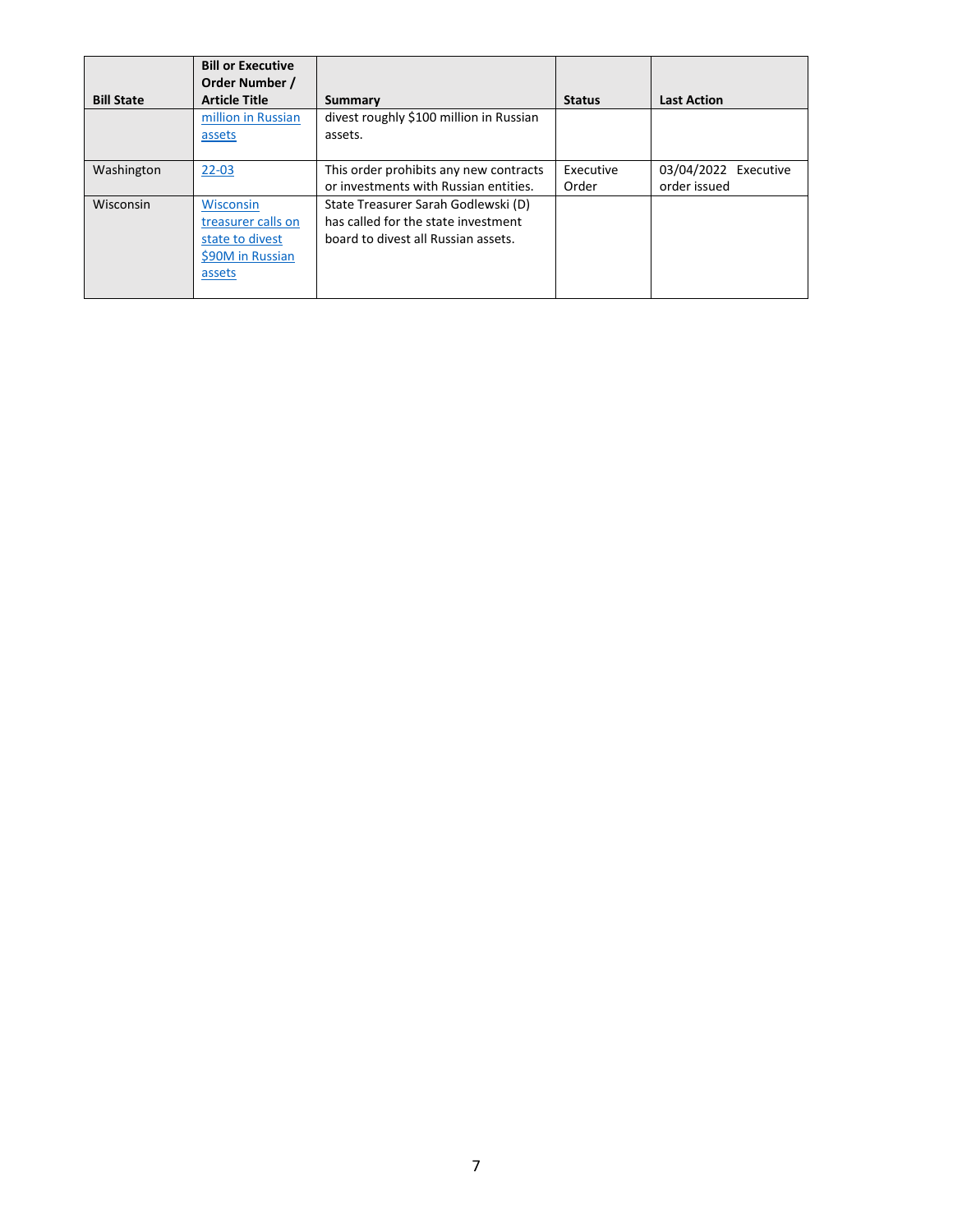| Bill State | Bill or Executive Order Number / Article Title | Summary | Status | Last Action |
|---|---|---|---|---|
| | million in Russian assets | divest roughly $100 million in Russian assets. | | |
| Washington | 22-03 | This order prohibits any new contracts or investments with Russian entities. | Executive Order | 03/04/2022 Executive order issued |
| Wisconsin | Wisconsin treasurer calls on state to divest $90M in Russian assets | State Treasurer Sarah Godlewski (D) has called for the state investment board to divest all Russian assets. | | |